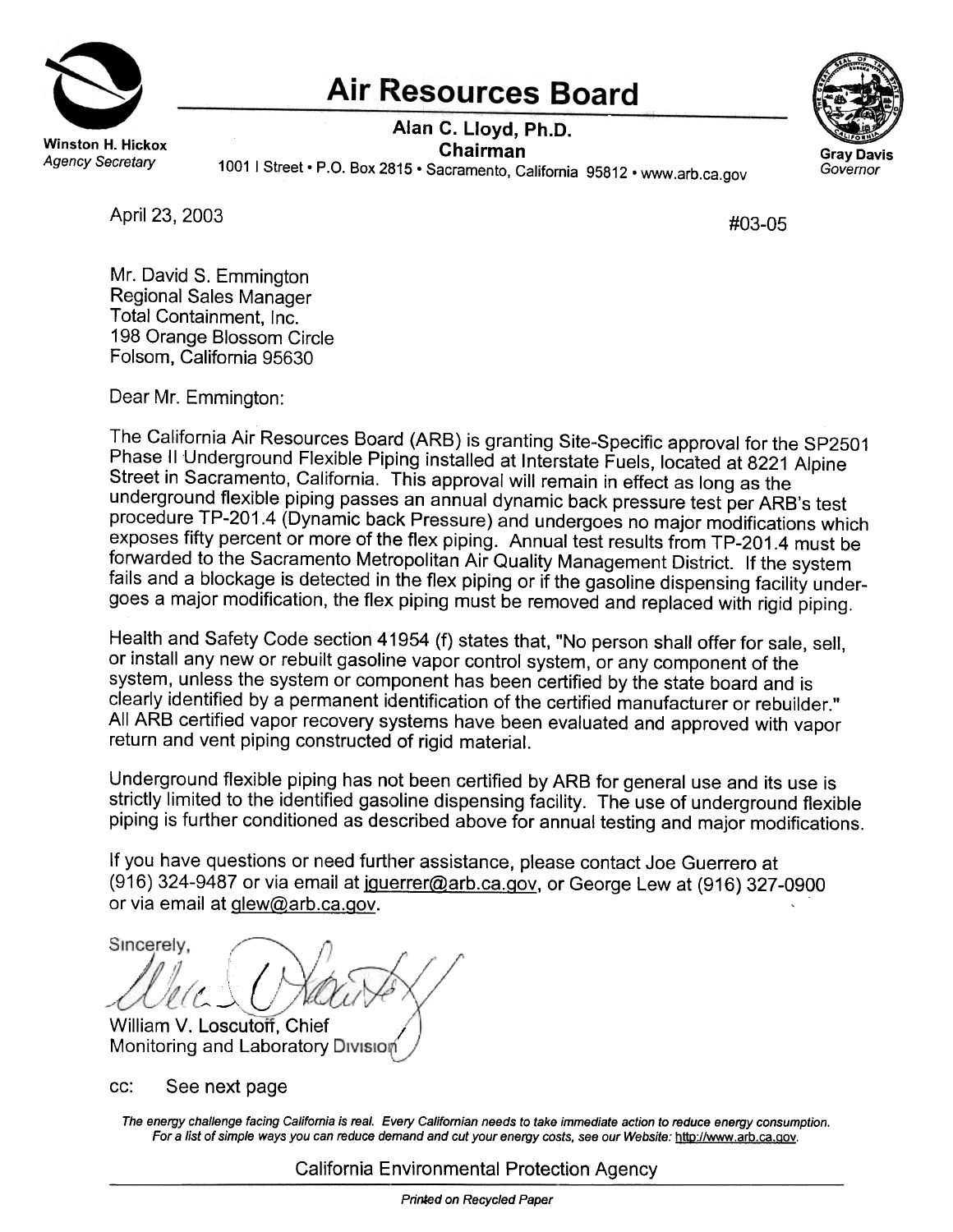# Air Resources Board

**Winston H. Hickox**
*Agency Secretary*

**Alan C. Lloyd, Ph.D.**
**Chairman**
1001 I Street • P.O. Box 2815 • Sacramento, California 95812 • www.arb.ca.gov

**Gray Davis**
*Governor*

April 23, 2003

#03-05

Mr. David S. Emmington
Regional Sales Manager
Total Containment, Inc.
198 Orange Blossom Circle
Folsom, California 95630

Dear Mr. Emmington:

The California Air Resources Board (ARB) is granting Site-Specific approval for the SP2501 Phase II Underground Flexible Piping installed at Interstate Fuels, located at 8221 Alpine Street in Sacramento, California. This approval will remain in effect as long as the underground flexible piping passes an annual dynamic back pressure test per ARB's test procedure TP-201.4 (Dynamic back Pressure) and undergoes no major modifications which exposes fifty percent or more of the flex piping. Annual test results from TP-201.4 must be forwarded to the Sacramento Metropolitan Air Quality Management District. If the system fails and a blockage is detected in the flex piping or if the gasoline dispensing facility undergoes a major modification, the flex piping must be removed and replaced with rigid piping.

Health and Safety Code section 41954 (f) states that, "No person shall offer for sale, sell, or install any new or rebuilt gasoline vapor control system, or any component of the system, unless the system or component has been certified by the state board and is clearly identified by a permanent identification of the certified manufacturer or rebuilder." All ARB certified vapor recovery systems have been evaluated and approved with vapor return and vent piping constructed of rigid material.

Underground flexible piping has not been certified by ARB for general use and its use is strictly limited to the identified gasoline dispensing facility. The use of underground flexible piping is further conditioned as described above for annual testing and major modifications.

If you have questions or need further assistance, please contact Joe Guerrero at (916) 324-9487 or via email at jguerrer@arb.ca.gov, or George Lew at (916) 327-0900 or via email at glew@arb.ca.gov.

Sincerely,

William V. Loscutoff, Chief
Monitoring and Laboratory Division

cc: See next page

*The energy challenge facing California is real. Every Californian needs to take immediate action to reduce energy consumption. For a list of simple ways you can reduce demand and cut your energy costs, see our Website: http://www.arb.ca.gov.*

California Environmental Protection Agency

*Printed on Recycled Paper*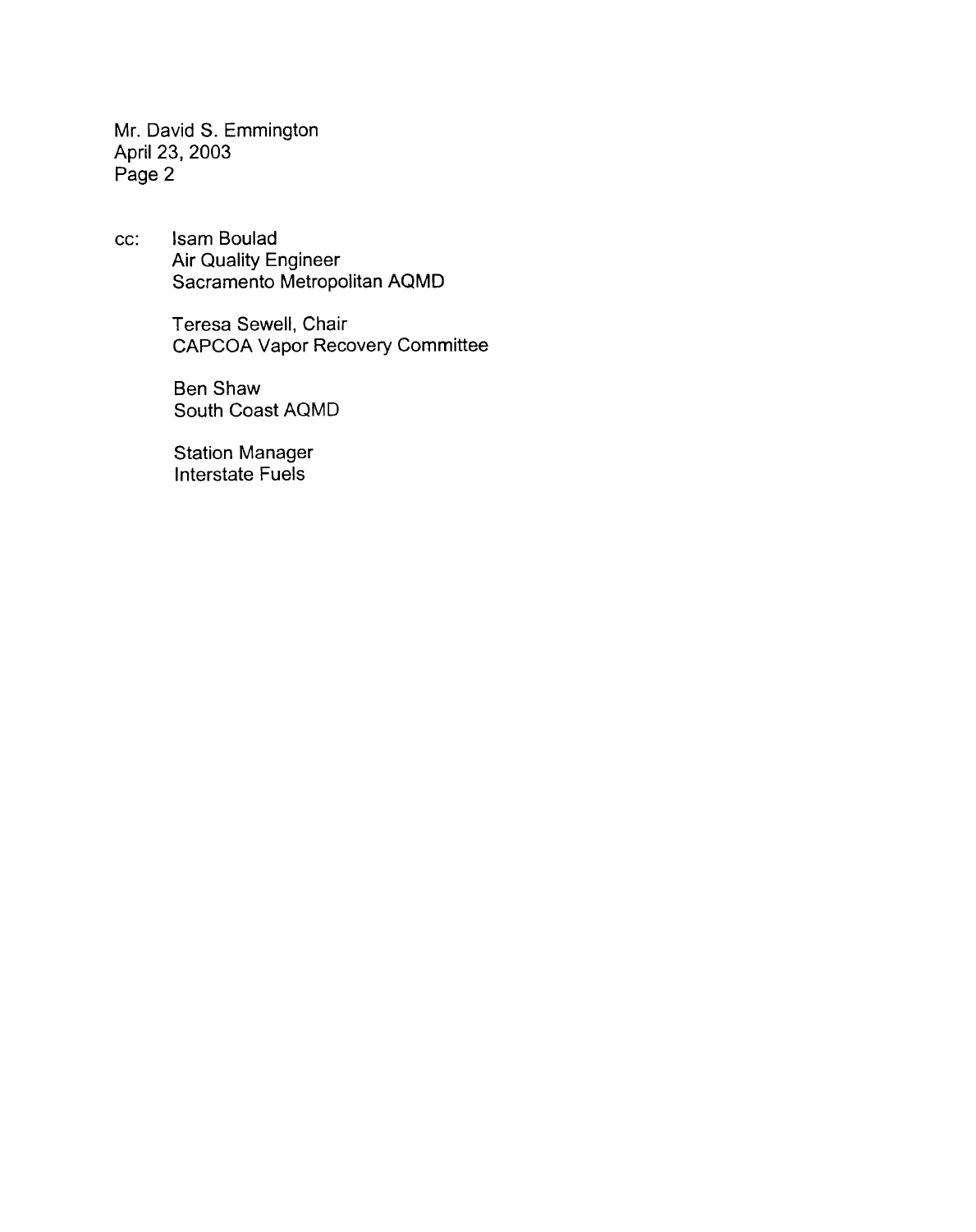cc: Isam Boulad
Air Quality Engineer
Sacramento Metropolitan AQMD

Teresa Sewell, Chair
CAPCOA Vapor Recovery Committee

Ben Shaw
South Coast AQMD

Station Manager
Interstate Fuels